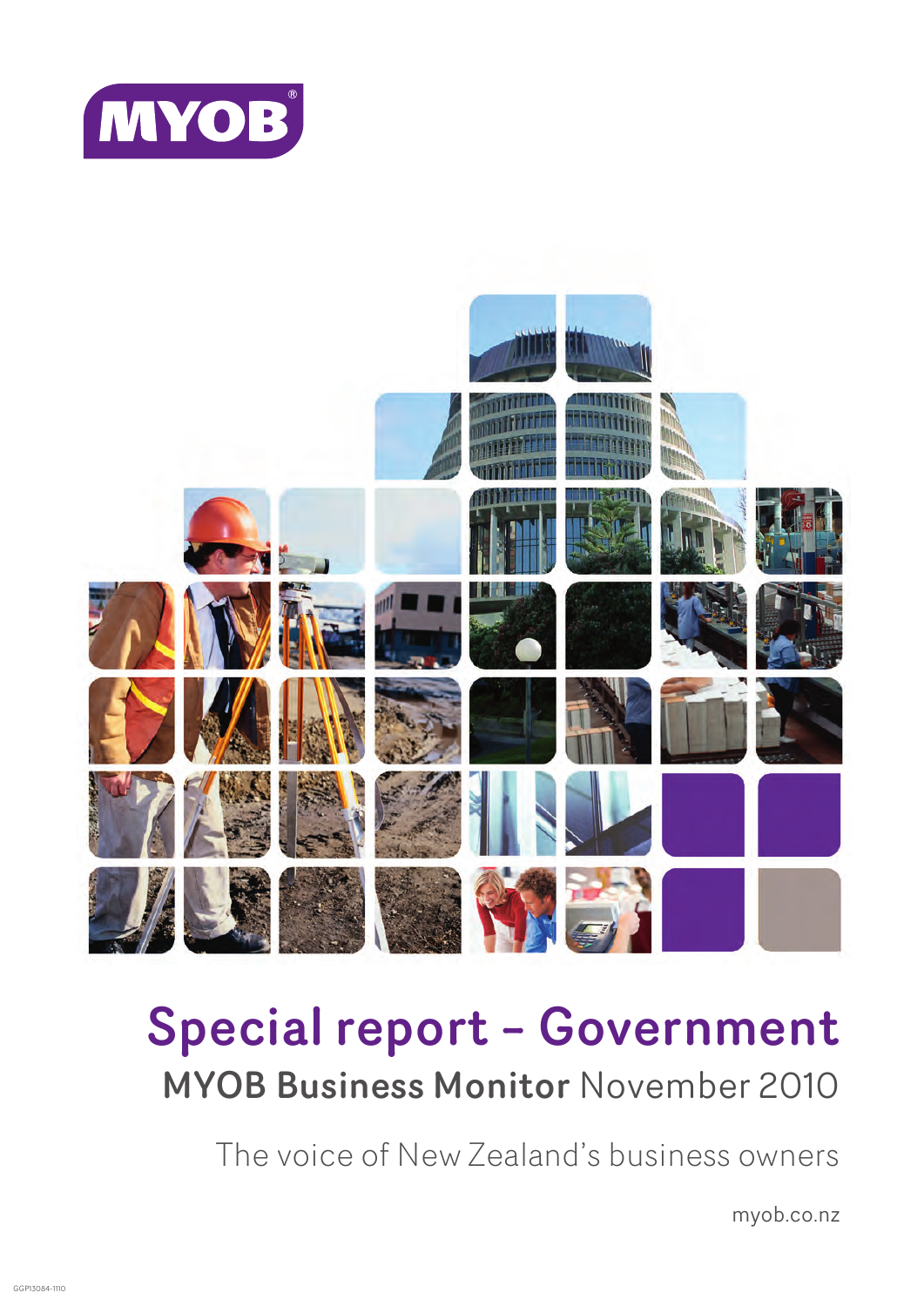MYOB

# Special report – Government

## **MYOB Business Monitor** November 2010

The voice of New Zealand's business owners

myob.co.nz

GGP13084-1110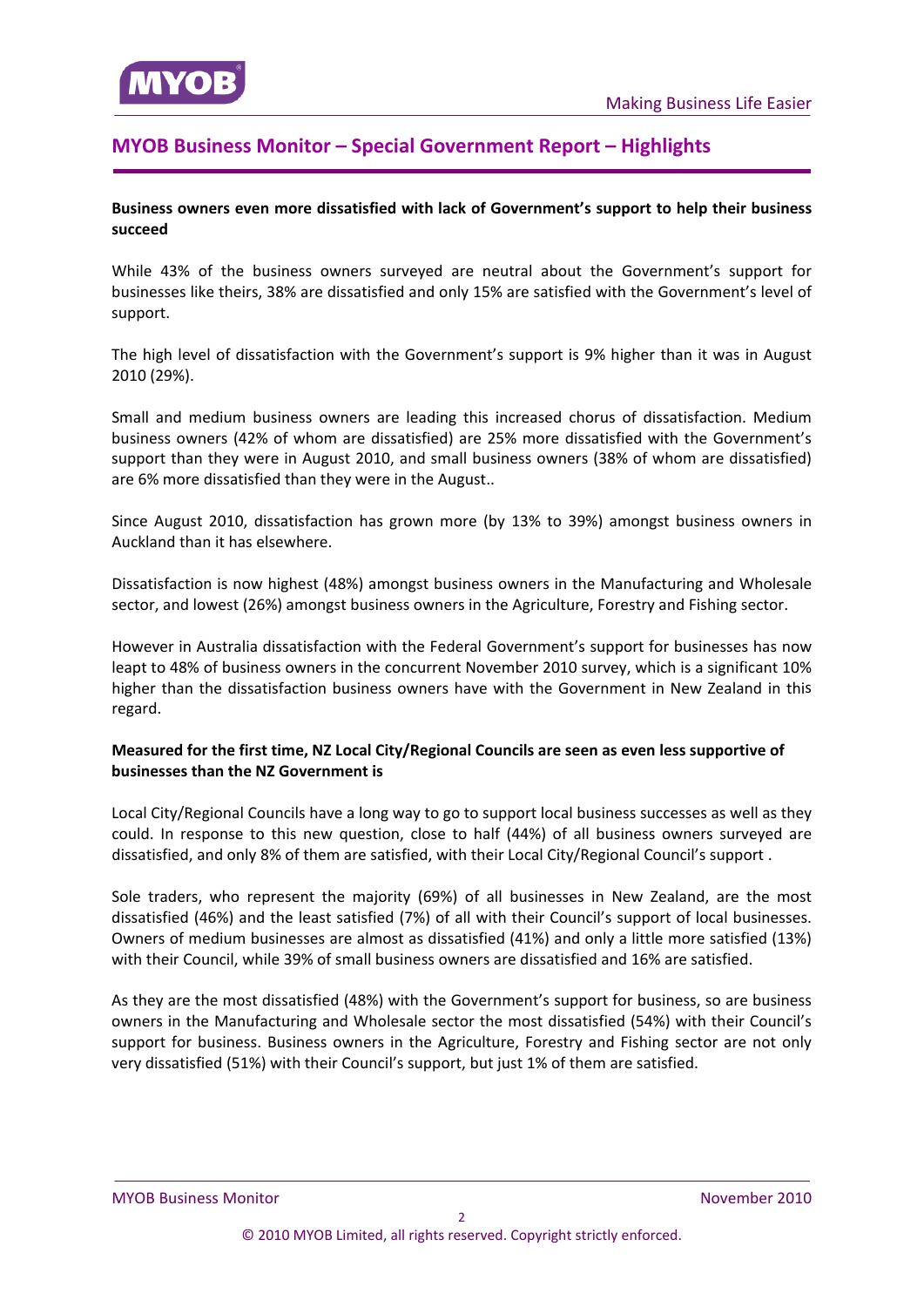## MYOB Business Monitor – Special Government Report – Highlights

**Business owners even more dissatisfied with lack of Government's support to help their business succeed**

While 43% of the business owners surveyed are neutral about the Government's support for businesses like theirs, 38% are dissatisfied and only 15% are satisfied with the Government's level of support.

The high level of dissatisfaction with the Government's support is 9% higher than it was in August 2010 (29%).

Small and medium business owners are leading this increased chorus of dissatisfaction. Medium business owners (42% of whom are dissatisfied) are 25% more dissatisfied with the Government's support than they were in August 2010, and small business owners (38% of whom are dissatisfied) are 6% more dissatisfied than they were in the August..

Since August 2010, dissatisfaction has grown more (by 13% to 39%) amongst business owners in Auckland than it has elsewhere.

Dissatisfaction is now highest (48%) amongst business owners in the Manufacturing and Wholesale sector, and lowest (26%) amongst business owners in the Agriculture, Forestry and Fishing sector.

However in Australia dissatisfaction with the Federal Government's support for businesses has now leapt to 48% of business owners in the concurrent November 2010 survey, which is a significant 10% higher than the dissatisfaction business owners have with the Government in New Zealand in this regard.

**Measured for the first time, NZ Local City/Regional Councils are seen as even less supportive of businesses than the NZ Government is**

Local City/Regional Councils have a long way to go to support local business successes as well as they could. In response to this new question, close to half (44%) of all business owners surveyed are dissatisfied, and only 8% of them are satisfied, with their Local City/Regional Council's support .

Sole traders, who represent the majority (69%) of all businesses in New Zealand, are the most dissatisfied (46%) and the least satisfied (7%) of all with their Council's support of local businesses. Owners of medium businesses are almost as dissatisfied (41%) and only a little more satisfied (13%) with their Council, while 39% of small business owners are dissatisfied and 16% are satisfied.

As they are the most dissatisfied (48%) with the Government's support for business, so are business owners in the Manufacturing and Wholesale sector the most dissatisfied (54%) with their Council's support for business. Business owners in the Agriculture, Forestry and Fishing sector are not only very dissatisfied (51%) with their Council's support, but just 1% of them are satisfied.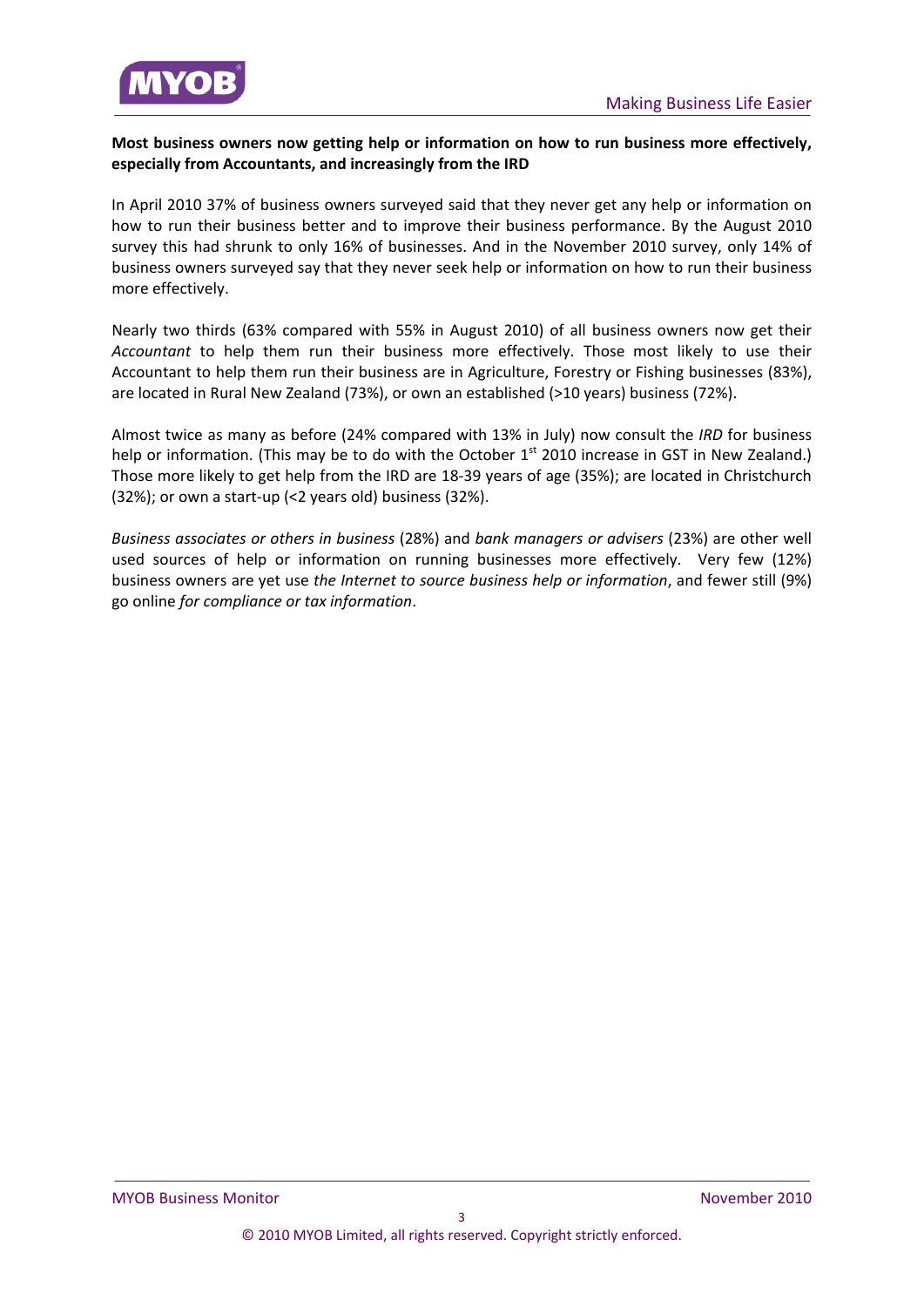**Most business owners now getting help or information on how to run business more effectively, especially from Accountants, and increasingly from the IRD**

In April 2010 37% of business owners surveyed said that they never get any help or information on how to run their business better and to improve their business performance. By the August 2010 survey this had shrunk to only 16% of businesses. And in the November 2010 survey, only 14% of business owners surveyed say that they never seek help or information on how to run their business more effectively.

Nearly two thirds (63% compared with 55% in August 2010) of all business owners now get their *Accountant* to help them run their business more effectively. Those most likely to use their Accountant to help them run their business are in Agriculture, Forestry or Fishing businesses (83%), are located in Rural New Zealand (73%), or own an established (>10 years) business (72%).

Almost twice as many as before (24% compared with 13% in July) now consult the *IRD* for business help or information. (This may be to do with the October 1st 2010 increase in GST in New Zealand.) Those more likely to get help from the IRD are 18-39 years of age (35%); are located in Christchurch (32%); or own a start-up (<2 years old) business (32%).

*Business associates or others in business* (28%) and *bank managers or advisers* (23%) are other well used sources of help or information on running businesses more effectively. Very few (12%) business owners are yet use *the Internet to source business help or information*, and fewer still (9%) go online *for compliance or tax information*.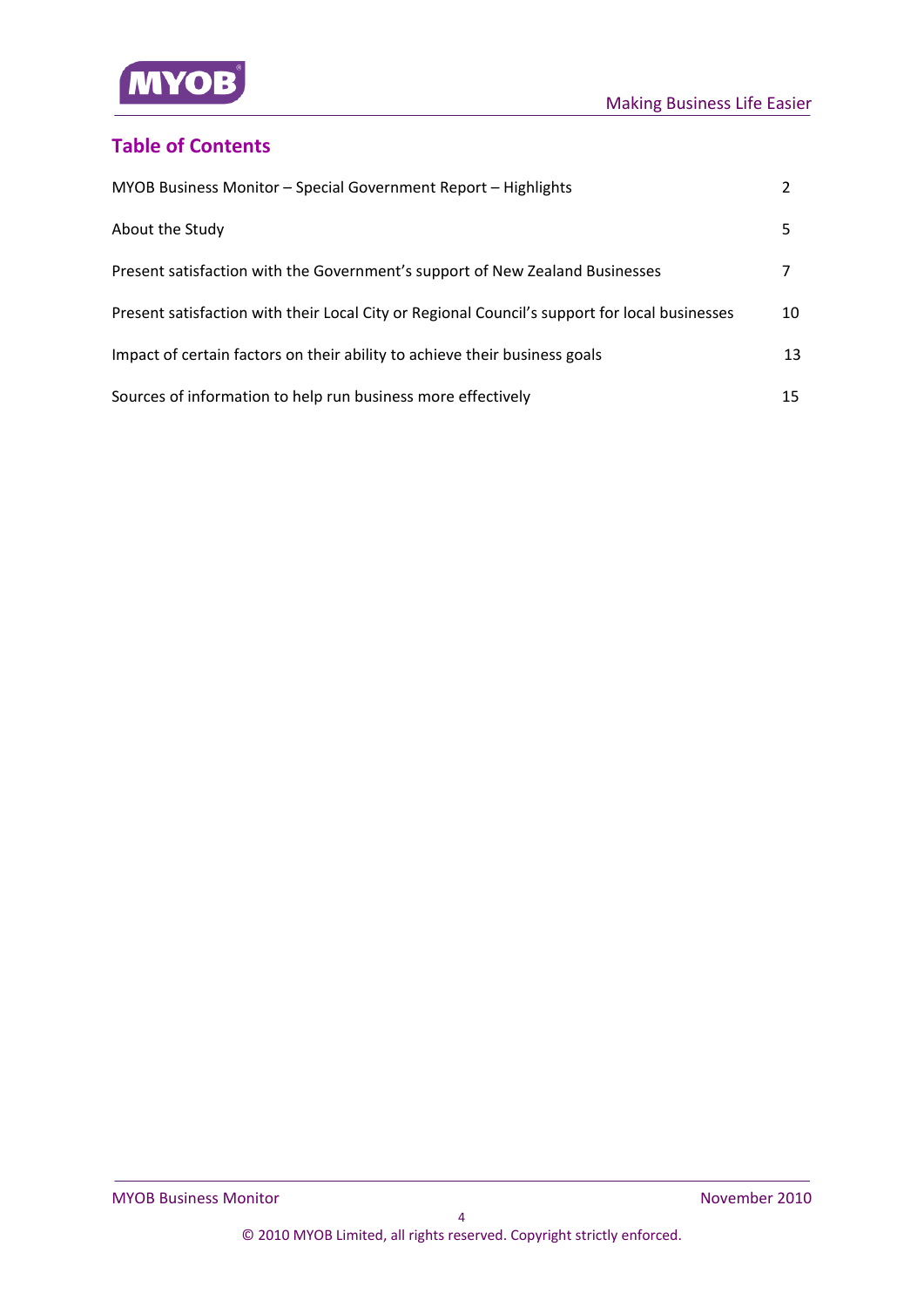## Table of Contents

| | |
|---|---|
| MYOB Business Monitor – Special Government Report – Highlights | 2 |
| About the Study | 5 |
| Present satisfaction with the Government's support of New Zealand Businesses | 7 |
| Present satisfaction with their Local City or Regional Council's support for local businesses | 10 |
| Impact of certain factors on their ability to achieve their business goals | 13 |
| Sources of information to help run business more effectively | 15 |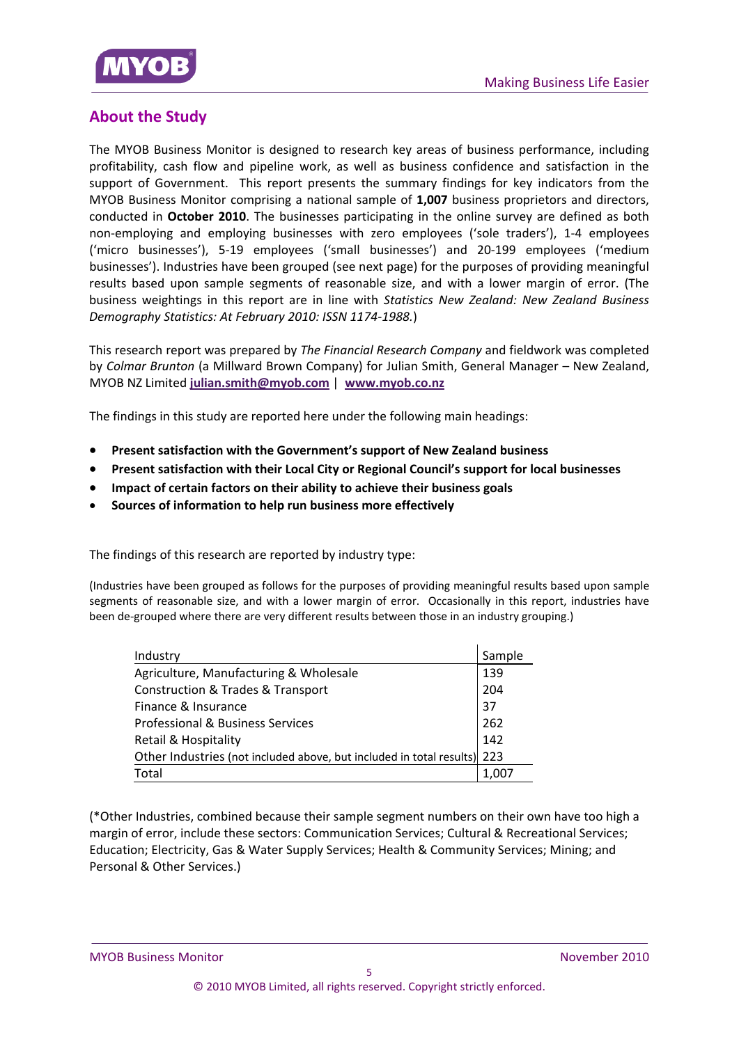## About the Study

The MYOB Business Monitor is designed to research key areas of business performance, including profitability, cash flow and pipeline work, as well as business confidence and satisfaction in the support of Government. This report presents the summary findings for key indicators from the MYOB Business Monitor comprising a national sample of **1,007** business proprietors and directors, conducted in **October 2010**. The businesses participating in the online survey are defined as both non-employing and employing businesses with zero employees ('sole traders'), 1-4 employees ('micro businesses'), 5-19 employees ('small businesses') and 20-199 employees ('medium businesses'). Industries have been grouped (see next page) for the purposes of providing meaningful results based upon sample segments of reasonable size, and with a lower margin of error. (The business weightings in this report are in line with *Statistics New Zealand: New Zealand Business Demography Statistics: At February 2010: ISSN 1174-1988.*)

This research report was prepared by *The Financial Research Company* and fieldwork was completed by *Colmar Brunton* (a Millward Brown Company) for Julian Smith, General Manager – New Zealand, MYOB NZ Limited **julian.smith@myob.com** | **www.myob.co.nz**

The findings in this study are reported here under the following main headings:

- **Present satisfaction with the Government's support of New Zealand business**
- **Present satisfaction with their Local City or Regional Council's support for local businesses**
- **Impact of certain factors on their ability to achieve their business goals**
- **Sources of information to help run business more effectively**

The findings of this research are reported by industry type:

(Industries have been grouped as follows for the purposes of providing meaningful results based upon sample segments of reasonable size, and with a lower margin of error. Occasionally in this report, industries have been de-grouped where there are very different results between those in an industry grouping.)

| Industry | Sample |
|---|---|
| Agriculture, Manufacturing & Wholesale | 139 |
| Construction & Trades & Transport | 204 |
| Finance & Insurance | 37 |
| Professional & Business Services | 262 |
| Retail & Hospitality | 142 |
| Other Industries (not included above, but included in total results) | 223 |
| Total | 1,007 |

(*Other Industries, combined because their sample segment numbers on their own have too high a margin of error, include these sectors: Communication Services; Cultural & Recreational Services; Education; Electricity, Gas & Water Supply Services; Health & Community Services; Mining; and Personal & Other Services.)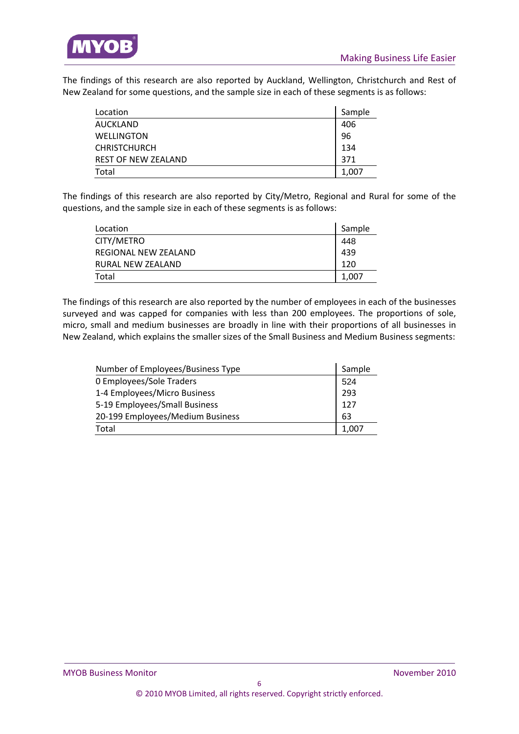The findings of this research are also reported by Auckland, Wellington, Christchurch and Rest of New Zealand for some questions, and the sample size in each of these segments is as follows:

| Location | Sample |
|---|---|
| AUCKLAND | 406 |
| WELLINGTON | 96 |
| CHRISTCHURCH | 134 |
| REST OF NEW ZEALAND | 371 |
| Total | 1,007 |

The findings of this research are also reported by City/Metro, Regional and Rural for some of the questions, and the sample size in each of these segments is as follows:

| Location | Sample |
|---|---|
| CITY/METRO | 448 |
| REGIONAL NEW ZEALAND | 439 |
| RURAL NEW ZEALAND | 120 |
| Total | 1,007 |

The findings of this research are also reported by the number of employees in each of the businesses surveyed and was capped for companies with less than 200 employees. The proportions of sole, micro, small and medium businesses are broadly in line with their proportions of all businesses in New Zealand, which explains the smaller sizes of the Small Business and Medium Business segments:

| Number of Employees/Business Type | Sample |
|---|---|
| 0 Employees/Sole Traders | 524 |
| 1-4 Employees/Micro Business | 293 |
| 5-19 Employees/Small Business | 127 |
| 20-199 Employees/Medium Business | 63 |
| Total | 1,007 |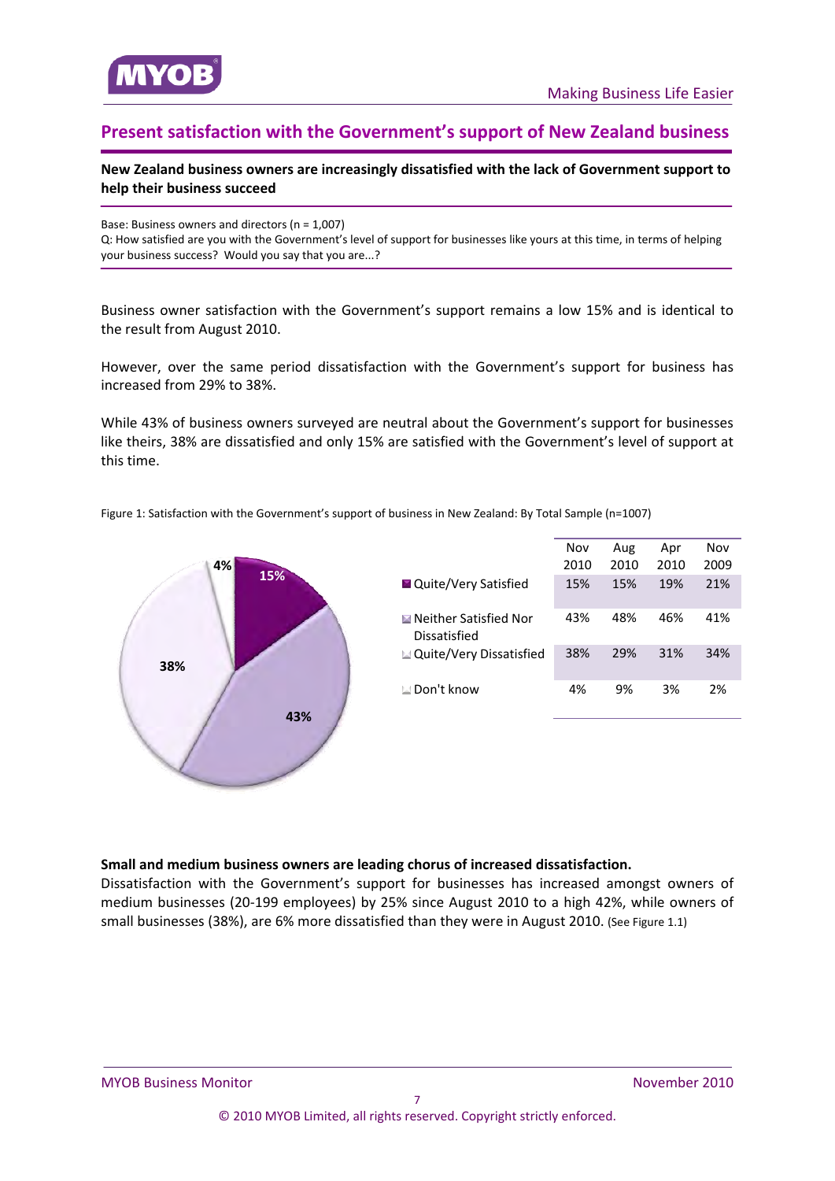## Present satisfaction with the Government's support of New Zealand business

**New Zealand business owners are increasingly dissatisfied with the lack of Government support to help their business succeed**

Base: Business owners and directors (n = 1,007)
Q: How satisfied are you with the Government's level of support for businesses like yours at this time, in terms of helping your business success? Would you say that you are...?

Business owner satisfaction with the Government's support remains a low 15% and is identical to the result from August 2010.

However, over the same period dissatisfaction with the Government's support for business has increased from 29% to 38%.

While 43% of business owners surveyed are neutral about the Government's support for businesses like theirs, 38% are dissatisfied and only 15% are satisfied with the Government's level of support at this time.

Figure 1: Satisfaction with the Government's support of business in New Zealand: By Total Sample (n=1007)

4%
15%
38%
43%

| | Nov 2010 | Aug 2010 | Apr 2010 | Nov 2009 |
|---|---|---|---|---|
| Quite/Very Satisfied | 15% | 15% | 19% | 21% |
| Neither Satisfied Nor Dissatisfied | 43% | 48% | 46% | 41% |
| Quite/Very Dissatisfied | 38% | 29% | 31% | 34% |
| Don't know | 4% | 9% | 3% | 2% |

**Small and medium business owners are leading chorus of increased dissatisfaction.**
Dissatisfaction with the Government's support for businesses has increased amongst owners of medium businesses (20-199 employees) by 25% since August 2010 to a high 42%, while owners of small businesses (38%), are 6% more dissatisfied than they were in August 2010. (See Figure 1.1)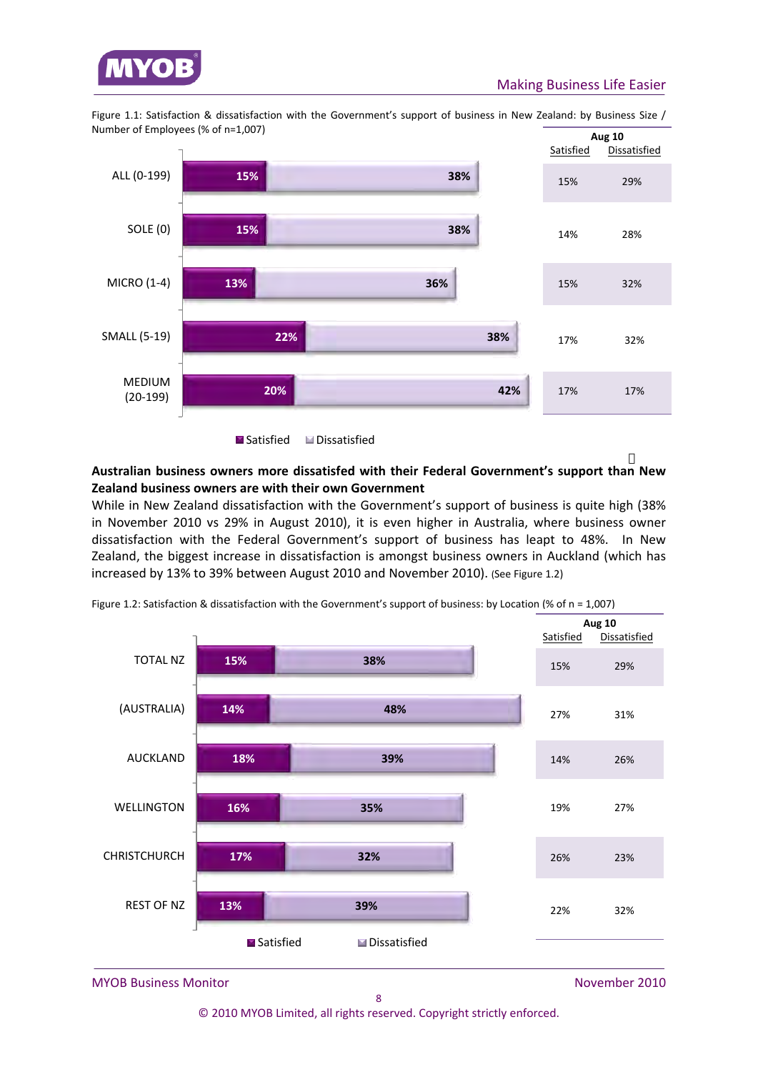Figure 1.1: Satisfaction & dissatisfaction with the Government's support of business in New Zealand: by Business Size / Number of Employees (% of n=1,007)

ALL (0-199) 15% 38%
SOLE (0) 15% 38%
MICRO (1-4) 13% 36%
SMALL (5-19) 22% 38%
MEDIUM (20-199) 20% 42%

Satisfied Dissatisfied

| | Aug 10 | |
|---|---|---|
| | Satisfied | Dissatisfied |
| ALL (0-199) | 15% | 29% |
| SOLE (0) | 14% | 28% |
| MICRO (1-4) | 15% | 32% |
| SMALL (5-19) | 17% | 32% |
| MEDIUM (20-199) | 17% | 17% |

**Australian business owners more dissatisfed with their Federal Government's support than New Zealand business owners are with their own Government**

While in New Zealand dissatisfaction with the Government's support of business is quite high (38% in November 2010 vs 29% in August 2010), it is even higher in Australia, where business owner dissatisfaction with the Federal Government's support of business has leapt to 48%. In New Zealand, the biggest increase in dissatisfaction is amongst business owners in Auckland (which has increased by 13% to 39% between August 2010 and November 2010). (See Figure 1.2)

Figure 1.2: Satisfaction & dissatisfaction with the Government's support of business: by Location (% of n = 1,007)

TOTAL NZ 15% 38%
(AUSTRALIA) 14% 48%
AUCKLAND 18% 39%
WELLINGTON 16% 35%
CHRISTCHURCH 17% 32%
REST OF NZ 13% 39%

Satisfied Dissatisfied

| | Aug 10 | |
|---|---|---|
| | Satisfied | Dissatisfied |
| TOTAL NZ | 15% | 29% |
| (AUSTRALIA) | 27% | 31% |
| AUCKLAND | 14% | 26% |
| WELLINGTON | 19% | 27% |
| CHRISTCHURCH | 26% | 23% |
| REST OF NZ | 22% | 32% |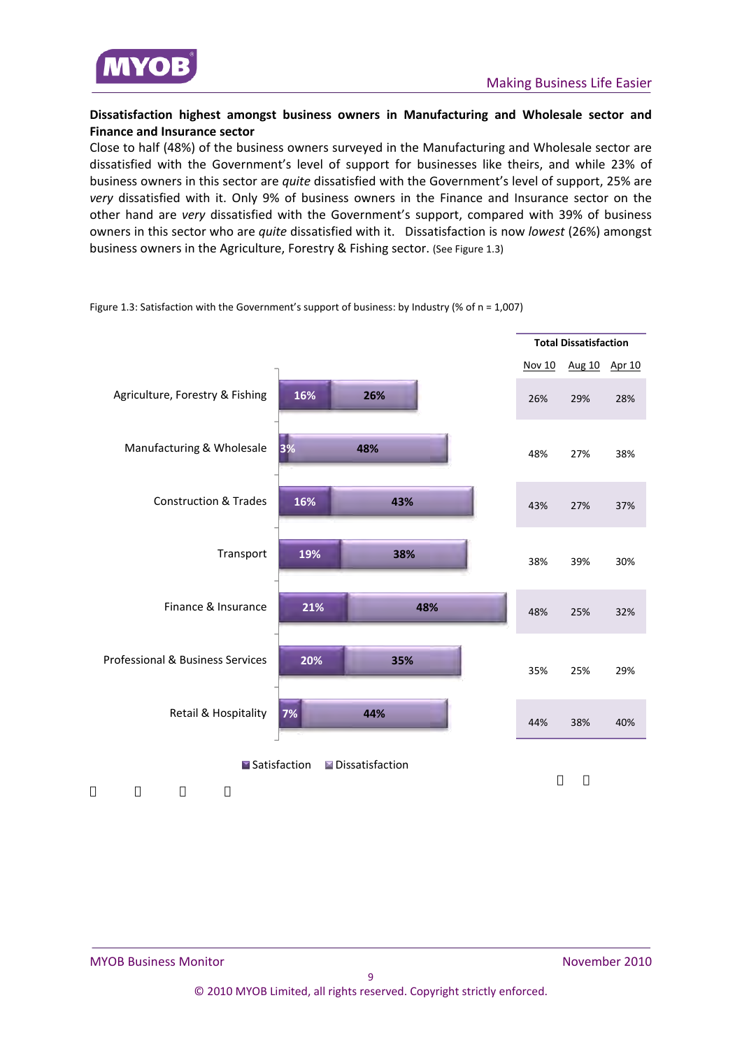**Dissatisfaction highest amongst business owners in Manufacturing and Wholesale sector and Finance and Insurance sector**

Close to half (48%) of the business owners surveyed in the Manufacturing and Wholesale sector are dissatisfied with the Government's level of support for businesses like theirs, and while 23% of business owners in this sector are *quite* dissatisfied with the Government's level of support, 25% are *very* dissatisfied with it. Only 9% of business owners in the Finance and Insurance sector on the other hand are *very* dissatisfied with the Government's support, compared with 39% of business owners in this sector who are *quite* dissatisfied with it. Dissatisfaction is now *lowest* (26%) amongst business owners in the Agriculture, Forestry & Fishing sector. (See Figure 1.3)

Figure 1.3: Satisfaction with the Government's support of business: by Industry (% of n = 1,007)

Agriculture, Forestry & Fishing: 16% 26%
Manufacturing & Wholesale: 3% 48%
Construction & Trades: 16% 43%
Transport: 19% 38%
Finance & Insurance: 21% 48%
Professional & Business Services: 20% 35%
Retail & Hospitality: 7% 44%

Satisfaction Dissatisfaction

| Total Dissatisfaction | Nov 10 | Aug 10 | Apr 10 |
|---|---|---|---|
| Agriculture, Forestry & Fishing | 26% | 29% | 28% |
| Manufacturing & Wholesale | 48% | 27% | 38% |
| Construction & Trades | 43% | 27% | 37% |
| Transport | 38% | 39% | 30% |
| Finance & Insurance | 48% | 25% | 32% |
| Professional & Business Services | 35% | 25% | 29% |
| Retail & Hospitality | 44% | 38% | 40% |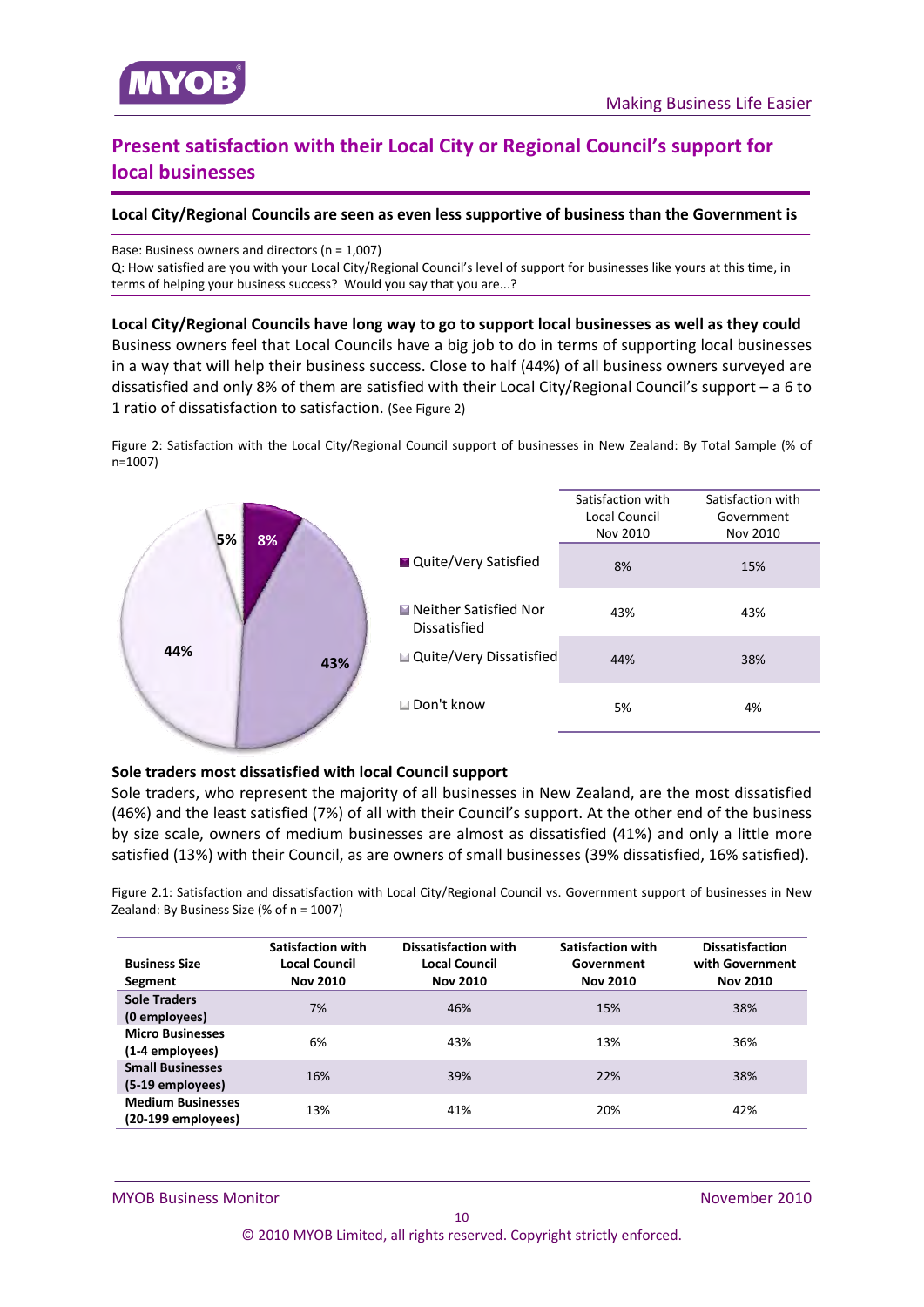## Present satisfaction with their Local City or Regional Council's support for local businesses

**Local City/Regional Councils are seen as even less supportive of business than the Government is**

Base: Business owners and directors (n = 1,007)
Q: How satisfied are you with your Local City/Regional Council's level of support for businesses like yours at this time, in terms of helping your business success? Would you say that you are...?

**Local City/Regional Councils have long way to go to support local businesses as well as they could**
Business owners feel that Local Councils have a big job to do in terms of supporting local businesses in a way that will help their business success. Close to half (44%) of all business owners surveyed are dissatisfied and only 8% of them are satisfied with their Local City/Regional Council's support – a 6 to 1 ratio of dissatisfaction to satisfaction. (See Figure 2)

Figure 2: Satisfaction with the Local City/Regional Council support of businesses in New Zealand: By Total Sample (% of n=1007)

5%
8%
44%
43%

| | Satisfaction with Local Council Nov 2010 | Satisfaction with Government Nov 2010 |
|---|---|---|
| Quite/Very Satisfied | 8% | 15% |
| Neither Satisfied Nor Dissatisfied | 43% | 43% |
| Quite/Very Dissatisfied | 44% | 38% |
| Don't know | 5% | 4% |

**Sole traders most dissatisfied with local Council support**
Sole traders, who represent the majority of all businesses in New Zealand, are the most dissatisfied (46%) and the least satisfied (7%) of all with their Council's support. At the other end of the business by size scale, owners of medium businesses are almost as dissatisfied (41%) and only a little more satisfied (13%) with their Council, as are owners of small businesses (39% dissatisfied, 16% satisfied).

Figure 2.1: Satisfaction and dissatisfaction with Local City/Regional Council vs. Government support of businesses in New Zealand: By Business Size (% of n = 1007)

| Business Size Segment | Satisfaction with Local Council Nov 2010 | Dissatisfaction with Local Council Nov 2010 | Satisfaction with Government Nov 2010 | Dissatisfaction with Government Nov 2010 |
|---|---|---|---|---|
| **Sole Traders (0 employees)** | 7% | 46% | 15% | 38% |
| **Micro Businesses (1-4 employees)** | 6% | 43% | 13% | 36% |
| **Small Businesses (5-19 employees)** | 16% | 39% | 22% | 38% |
| **Medium Businesses (20-199 employees)** | 13% | 41% | 20% | 42% |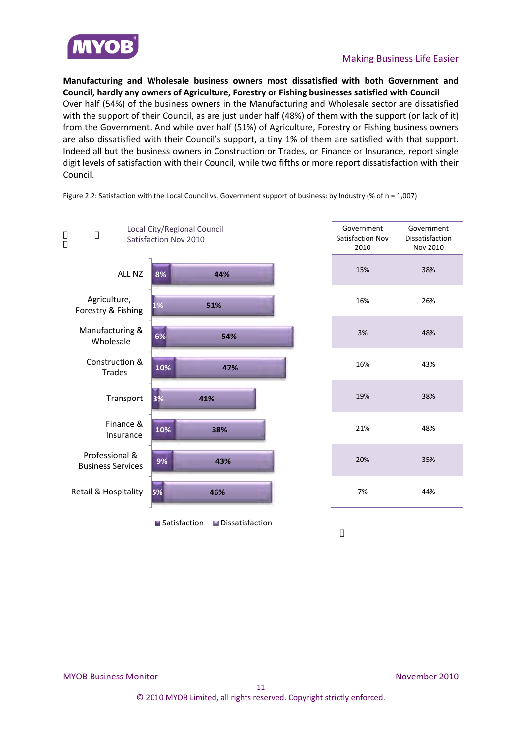**Manufacturing and Wholesale business owners most dissatisfied with both Government and Council, hardly any owners of Agriculture, Forestry or Fishing businesses satisfied with Council**

Over half (54%) of the business owners in the Manufacturing and Wholesale sector are dissatisfied with the support of their Council, as are just under half (48%) of them with the support (or lack of it) from the Government. And while over half (51%) of Agriculture, Forestry or Fishing business owners are also dissatisfied with their Council's support, a tiny 1% of them are satisfied with that support. Indeed all but the business owners in Construction or Trades, or Finance or Insurance, report single digit levels of satisfaction with their Council, while two fifths or more report dissatisfaction with their Council.

Figure 2.2: Satisfaction with the Local Council vs. Government support of business: by Industry (% of n = 1,007)

| Industry | Local City/Regional Council Satisfaction Nov 2010 | Local City/Regional Council Dissatisfaction Nov 2010 | Government Satisfaction Nov 2010 | Government Dissatisfaction Nov 2010 |
|---|---|---|---|---|
| ALL NZ | 8% | 44% | 15% | 38% |
| Agriculture, Forestry & Fishing | 1% | 51% | 16% | 26% |
| Manufacturing & Wholesale | 6% | 54% | 3% | 48% |
| Construction & Trades | 10% | 47% | 16% | 43% |
| Transport | 3% | 41% | 19% | 38% |
| Finance & Insurance | 10% | 38% | 21% | 48% |
| Professional & Business Services | 9% | 43% | 20% | 35% |
| Retail & Hospitality | 5% | 46% | 7% | 44% |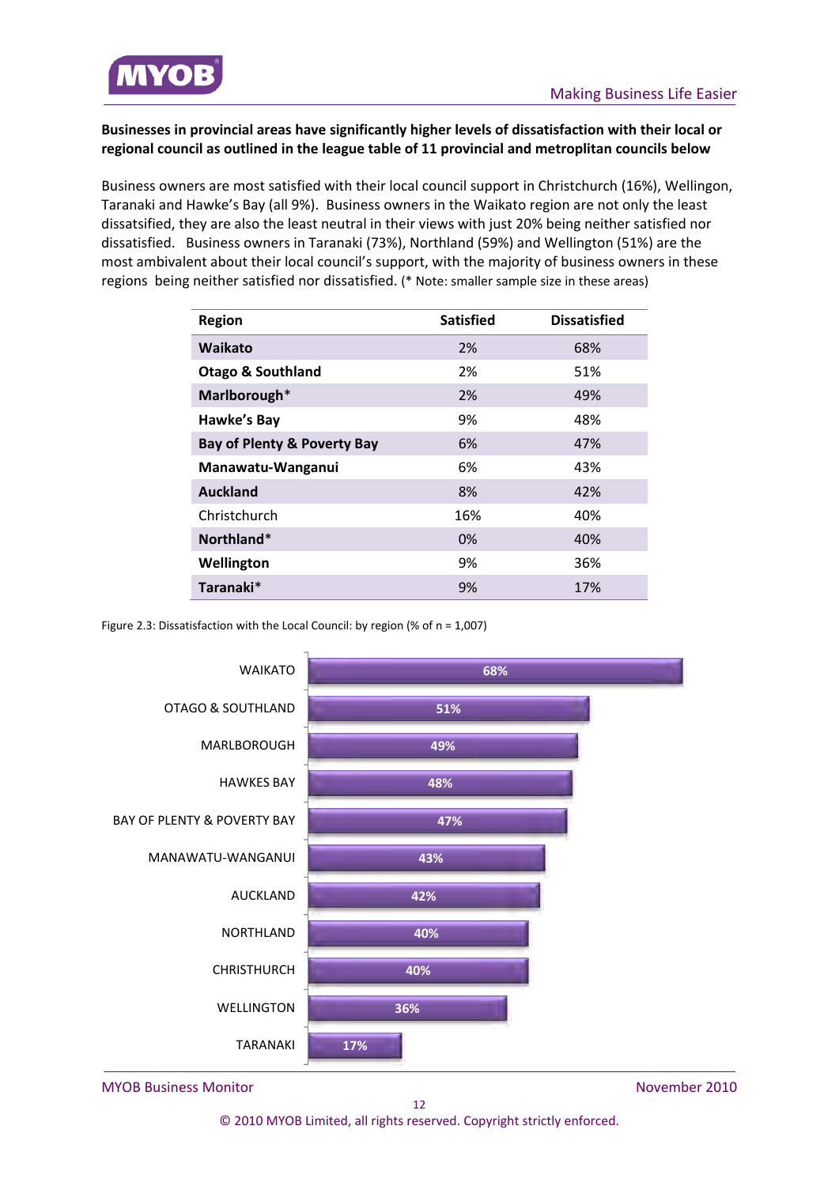**Businesses in provincial areas have significantly higher levels of dissatisfaction with their local or regional council as outlined in the league table of 11 provincial and metroplitan councils below**

Business owners are most satisfied with their local council support in Christchurch (16%), Wellingon, Taranaki and Hawke's Bay (all 9%). Business owners in the Waikato region are not only the least dissatsified, they are also the least neutral in their views with just 20% being neither satisfied nor dissatisfied. Business owners in Taranaki (73%), Northland (59%) and Wellington (51%) are the most ambivalent about their local council's support, with the majority of business owners in these regions being neither satisfied nor dissatisfied. (* Note: smaller sample size in these areas)

| Region | Satisfied | Dissatisfied |
|---|---|---|
| **Waikato** | 2% | 68% |
| **Otago & Southland** | 2% | 51% |
| **Marlborough*** | 2% | 49% |
| **Hawke's Bay** | 9% | 48% |
| **Bay of Plenty & Poverty Bay** | 6% | 47% |
| **Manawatu-Wanganui** | 6% | 43% |
| **Auckland** | 8% | 42% |
| Christchurch | 16% | 40% |
| **Northland*** | 0% | 40% |
| **Wellington** | 9% | 36% |
| **Taranaki*** | 9% | 17% |

Figure 2.3: Dissatisfaction with the Local Council: by region (% of n = 1,007)

WAIKATO 68%
OTAGO & SOUTHLAND 51%
MARLBOROUGH 49%
HAWKES BAY 48%
BAY OF PLENTY & POVERTY BAY 47%
MANAWATU-WANGANUI 43%
AUCKLAND 42%
NORTHLAND 40%
CHRISTCHURCH 40%
WELLINGTON 36%
TARANAKI 17%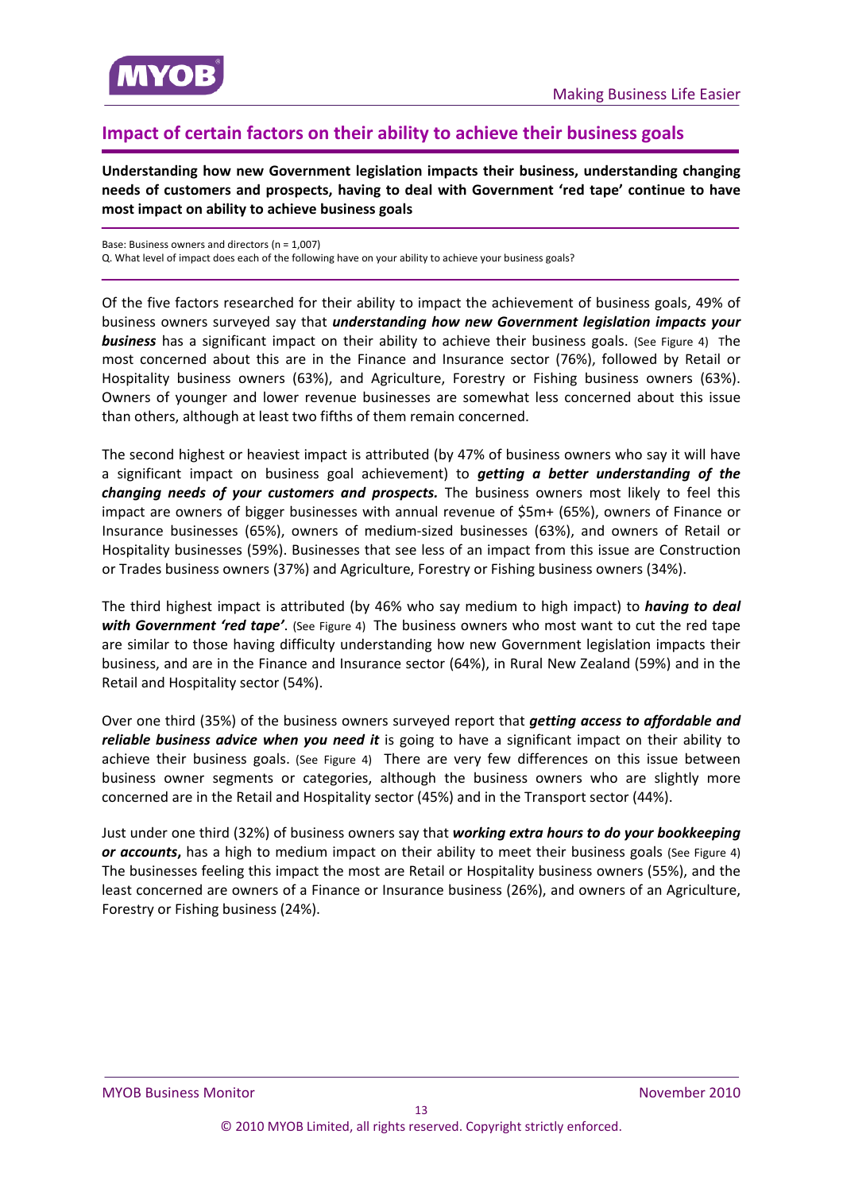## Impact of certain factors on their ability to achieve their business goals

**Understanding how new Government legislation impacts their business, understanding changing needs of customers and prospects, having to deal with Government 'red tape' continue to have most impact on ability to achieve business goals**

Base: Business owners and directors (n = 1,007)
Q. What level of impact does each of the following have on your ability to achieve your business goals?

Of the five factors researched for their ability to impact the achievement of business goals, 49% of business owners surveyed say that ***understanding how new Government legislation impacts your business*** has a significant impact on their ability to achieve their business goals. (See Figure 4) The most concerned about this are in the Finance and Insurance sector (76%), followed by Retail or Hospitality business owners (63%), and Agriculture, Forestry or Fishing business owners (63%). Owners of younger and lower revenue businesses are somewhat less concerned about this issue than others, although at least two fifths of them remain concerned.

The second highest or heaviest impact is attributed (by 47% of business owners who say it will have a significant impact on business goal achievement) to ***getting a better understanding of the changing needs of your customers and prospects.*** The business owners most likely to feel this impact are owners of bigger businesses with annual revenue of $5m+ (65%), owners of Finance or Insurance businesses (65%), owners of medium-sized businesses (63%), and owners of Retail or Hospitality businesses (59%). Businesses that see less of an impact from this issue are Construction or Trades business owners (37%) and Agriculture, Forestry or Fishing business owners (34%).

The third highest impact is attributed (by 46% who say medium to high impact) to ***having to deal with Government 'red tape'***. (See Figure 4) The business owners who most want to cut the red tape are similar to those having difficulty understanding how new Government legislation impacts their business, and are in the Finance and Insurance sector (64%), in Rural New Zealand (59%) and in the Retail and Hospitality sector (54%).

Over one third (35%) of the business owners surveyed report that ***getting access to affordable and reliable business advice when you need it*** is going to have a significant impact on their ability to achieve their business goals. (See Figure 4) There are very few differences on this issue between business owner segments or categories, although the business owners who are slightly more concerned are in the Retail and Hospitality sector (45%) and in the Transport sector (44%).

Just under one third (32%) of business owners say that ***working extra hours to do your bookkeeping or accounts*****,** has a high to medium impact on their ability to meet their business goals (See Figure 4) The businesses feeling this impact the most are Retail or Hospitality business owners (55%), and the least concerned are owners of a Finance or Insurance business (26%), and owners of an Agriculture, Forestry or Fishing business (24%).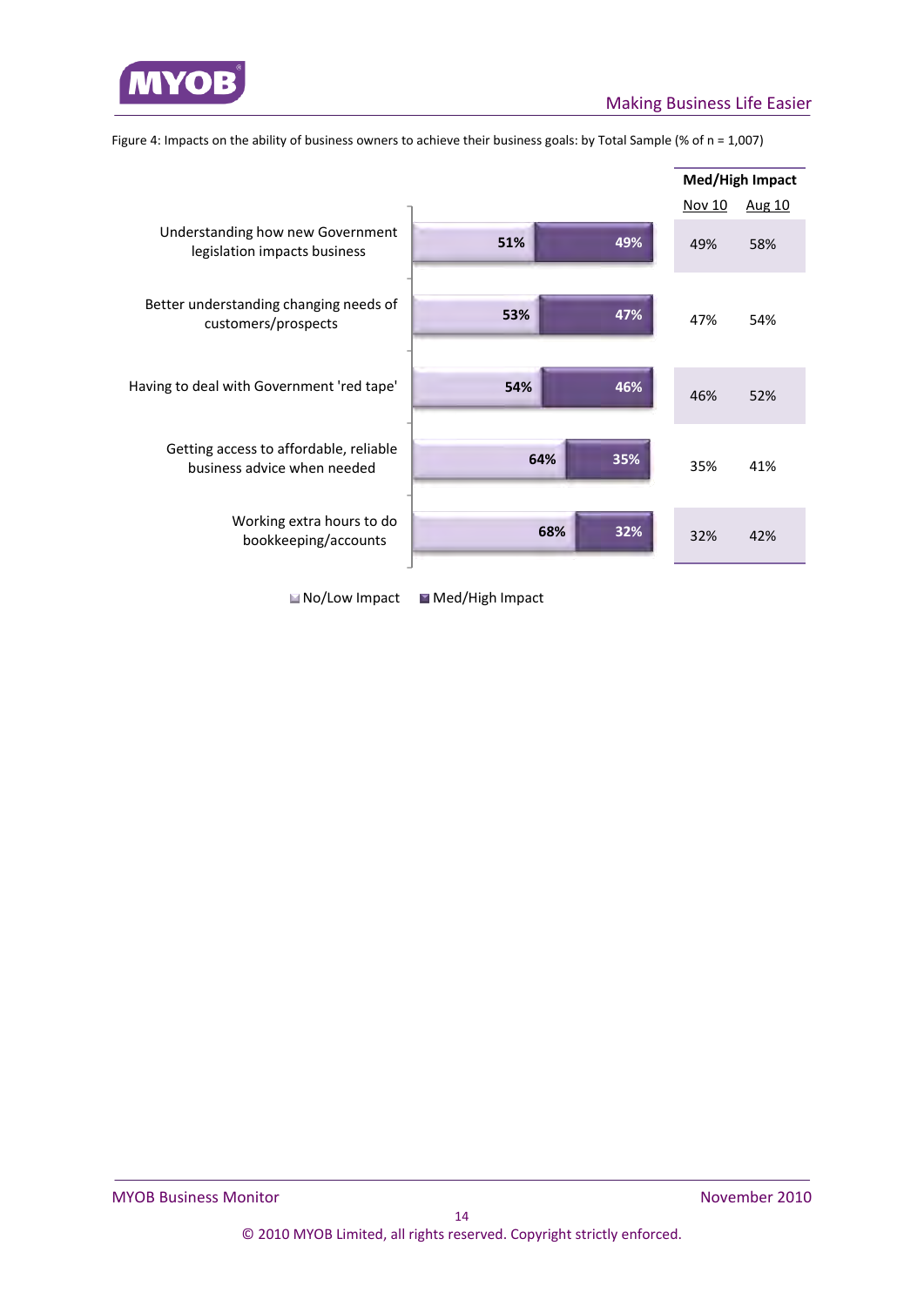Figure 4: Impacts on the ability of business owners to achieve their business goals: by Total Sample (% of n = 1,007)

Understanding how new Government legislation impacts business 51% 49%

Better understanding changing needs of customers/prospects 53% 47%

Having to deal with Government 'red tape' 54% 46%

Getting access to affordable, reliable business advice when needed 64% 35%

Working extra hours to do bookkeeping/accounts 68% 32%

No/Low Impact

Med/High Impact

Med/High Impact

Nov 10 Aug 10

49% 58%

47% 54%

46% 52%

35% 41%

32% 42%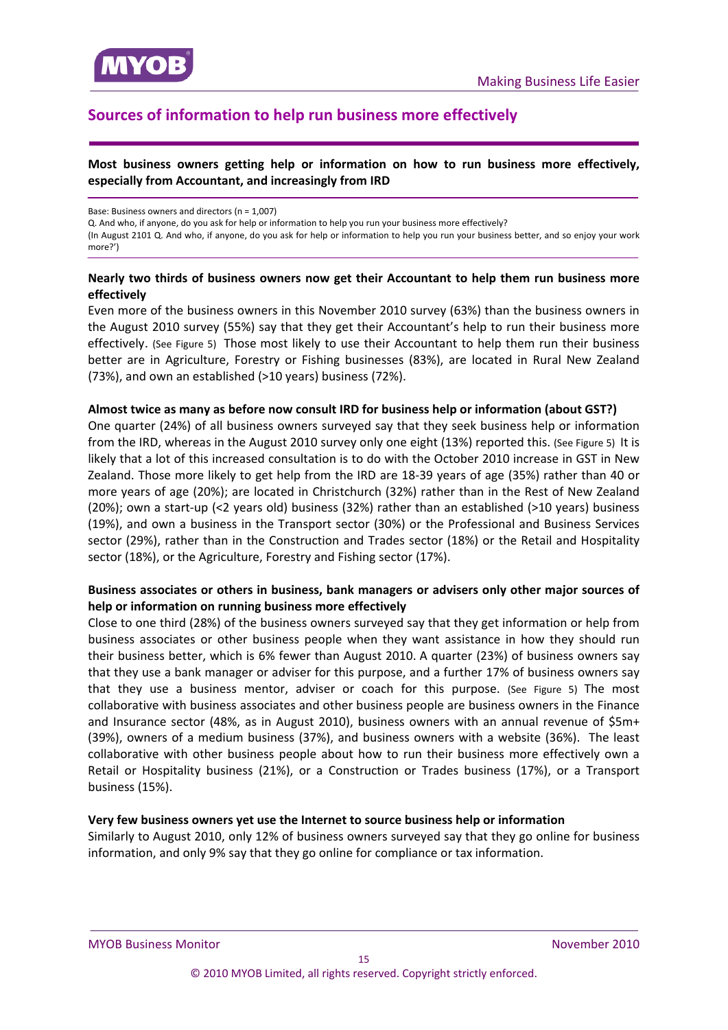## Sources of information to help run business more effectively

**Most business owners getting help or information on how to run business more effectively, especially from Accountant, and increasingly from IRD**

Base: Business owners and directors (n = 1,007)
Q. And who, if anyone, do you ask for help or information to help you run your business more effectively?
(In August 2101 Q. And who, if anyone, do you ask for help or information to help you run your business better, and so enjoy your work more?')

**Nearly two thirds of business owners now get their Accountant to help them run business more effectively**

Even more of the business owners in this November 2010 survey (63%) than the business owners in the August 2010 survey (55%) say that they get their Accountant's help to run their business more effectively. (See Figure 5) Those most likely to use their Accountant to help them run their business better are in Agriculture, Forestry or Fishing businesses (83%), are located in Rural New Zealand (73%), and own an established (>10 years) business (72%).

**Almost twice as many as before now consult IRD for business help or information (about GST?)**

One quarter (24%) of all business owners surveyed say that they seek business help or information from the IRD, whereas in the August 2010 survey only one eight (13%) reported this. (See Figure 5) It is likely that a lot of this increased consultation is to do with the October 2010 increase in GST in New Zealand. Those more likely to get help from the IRD are 18-39 years of age (35%) rather than 40 or more years of age (20%); are located in Christchurch (32%) rather than in the Rest of New Zealand (20%); own a start-up (<2 years old) business (32%) rather than an established (>10 years) business (19%), and own a business in the Transport sector (30%) or the Professional and Business Services sector (29%), rather than in the Construction and Trades sector (18%) or the Retail and Hospitality sector (18%), or the Agriculture, Forestry and Fishing sector (17%).

**Business associates or others in business, bank managers or advisers only other major sources of help or information on running business more effectively**

Close to one third (28%) of the business owners surveyed say that they get information or help from business associates or other business people when they want assistance in how they should run their business better, which is 6% fewer than August 2010. A quarter (23%) of business owners say that they use a bank manager or adviser for this purpose, and a further 17% of business owners say that they use a business mentor, adviser or coach for this purpose. (See Figure 5) The most collaborative with business associates and other business people are business owners in the Finance and Insurance sector (48%, as in August 2010), business owners with an annual revenue of $5m+ (39%), owners of a medium business (37%), and business owners with a website (36%). The least collaborative with other business people about how to run their business more effectively own a Retail or Hospitality business (21%), or a Construction or Trades business (17%), or a Transport business (15%).

**Very few business owners yet use the Internet to source business help or information**

Similarly to August 2010, only 12% of business owners surveyed say that they go online for business information, and only 9% say that they go online for compliance or tax information.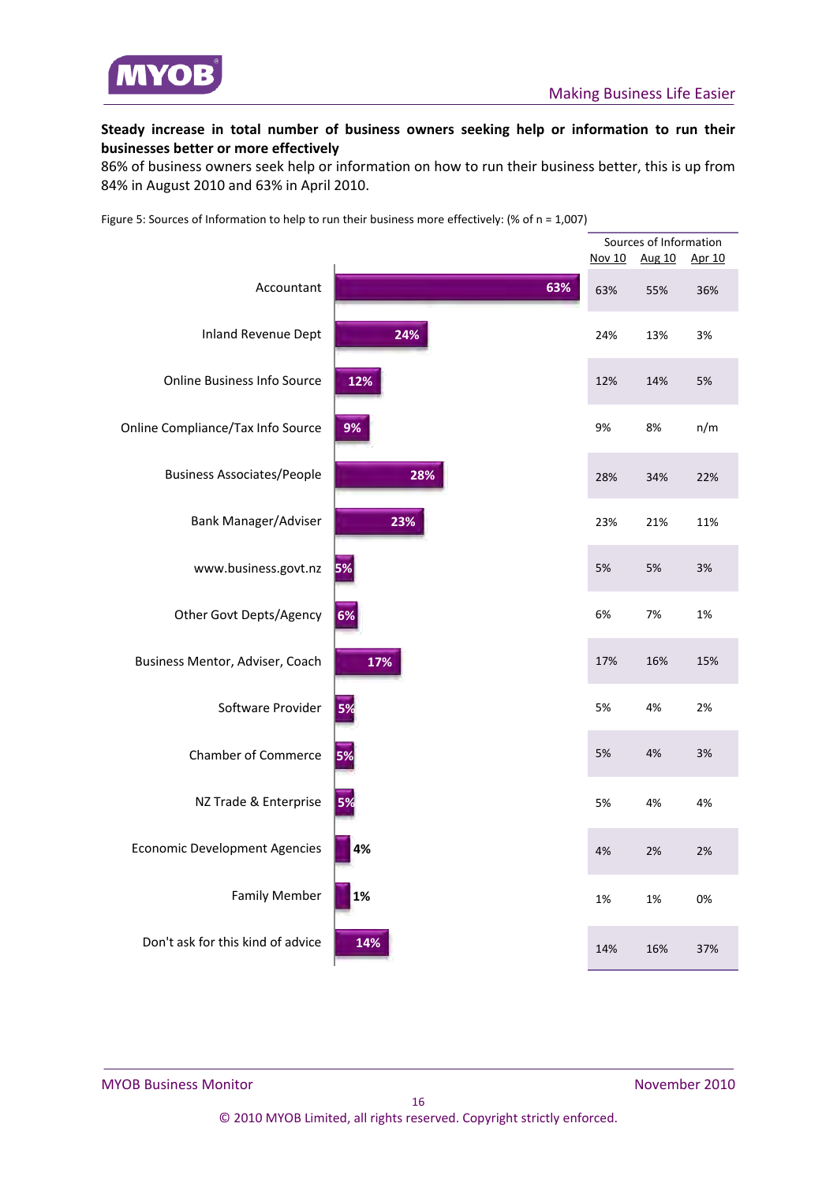**Steady increase in total number of business owners seeking help or information to run their businesses better or more effectively**

86% of business owners seek help or information on how to run their business better, this is up from 84% in August 2010 and 63% in April 2010.

Figure 5: Sources of Information to help to run their business more effectively: (% of n = 1,007)

| | Sources of Information | | |
|---|---|---|---|
| | Nov 10 | Aug 10 | Apr 10 |
| Accountant | 63% | 55% | 36% |
| Inland Revenue Dept | 24% | 13% | 3% |
| Online Business Info Source | 12% | 14% | 5% |
| Online Compliance/Tax Info Source | 9% | 8% | n/m |
| Business Associates/People | 28% | 34% | 22% |
| Bank Manager/Adviser | 23% | 21% | 11% |
| www.business.govt.nz | 5% | 5% | 3% |
| Other Govt Depts/Agency | 6% | 7% | 1% |
| Business Mentor, Adviser, Coach | 17% | 16% | 15% |
| Software Provider | 5% | 4% | 2% |
| Chamber of Commerce | 5% | 4% | 3% |
| NZ Trade & Enterprise | 5% | 4% | 4% |
| Economic Development Agencies | 4% | 2% | 2% |
| Family Member | 1% | 1% | 0% |
| Don't ask for this kind of advice | 14% | 16% | 37% |